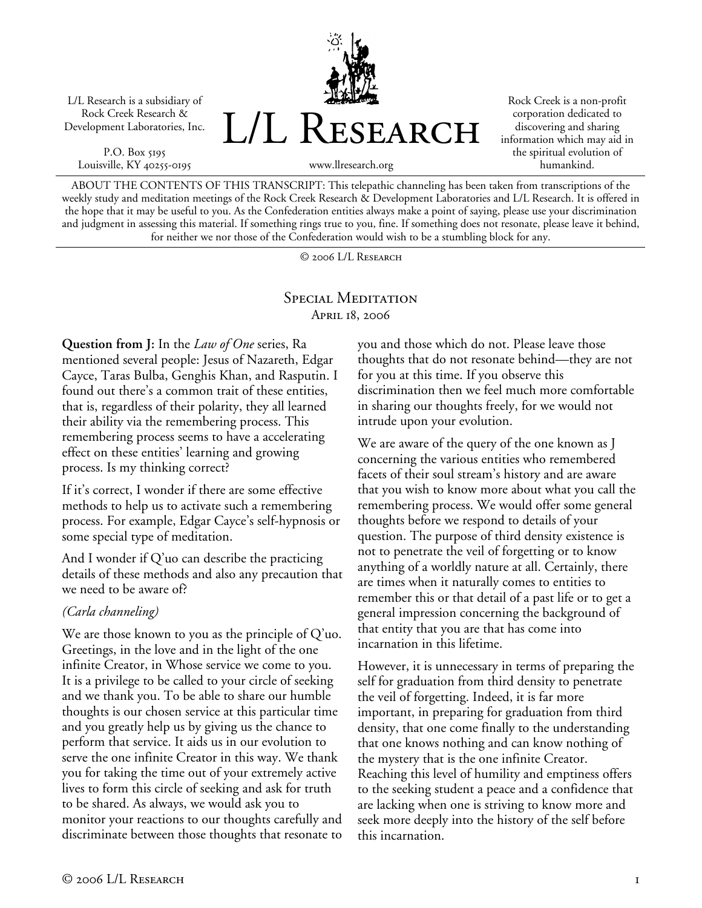L/L Research is a subsidiary of Rock Creek Research & Development Laboratories, Inc.

P.O. Box 5195
Louisville, KY 40255-0195

# L/L Research

www.llresearch.org

Rock Creek is a non-profit corporation dedicated to discovering and sharing information which may aid in the spiritual evolution of humankind.

ABOUT THE CONTENTS OF THIS TRANSCRIPT: This telepathic channeling has been taken from transcriptions of the weekly study and meditation meetings of the Rock Creek Research & Development Laboratories and L/L Research. It is offered in the hope that it may be useful to you. As the Confederation entities always make a point of saying, please use your discrimination and judgment in assessing this material. If something rings true to you, fine. If something does not resonate, please leave it behind, for neither we nor those of the Confederation would wish to be a stumbling block for any.

© 2006 L/L Research

## Special Meditation
April 18, 2006

**Question from J:** In the *Law of One* series, Ra mentioned several people: Jesus of Nazareth, Edgar Cayce, Taras Bulba, Genghis Khan, and Rasputin. I found out there's a common trait of these entities, that is, regardless of their polarity, they all learned their ability via the remembering process. This remembering process seems to have a accelerating effect on these entities' learning and growing process. Is my thinking correct?

If it's correct, I wonder if there are some effective methods to help us to activate such a remembering process. For example, Edgar Cayce's self-hypnosis or some special type of meditation.

And I wonder if Q'uo can describe the practicing details of these methods and also any precaution that we need to be aware of?

*(Carla channeling)*

We are those known to you as the principle of Q'uo. Greetings, in the love and in the light of the one infinite Creator, in Whose service we come to you. It is a privilege to be called to your circle of seeking and we thank you. To be able to share our humble thoughts is our chosen service at this particular time and you greatly help us by giving us the chance to perform that service. It aids us in our evolution to serve the one infinite Creator in this way. We thank you for taking the time out of your extremely active lives to form this circle of seeking and ask for truth to be shared. As always, we would ask you to monitor your reactions to our thoughts carefully and discriminate between those thoughts that resonate to you and those which do not. Please leave those thoughts that do not resonate behind—they are not for you at this time. If you observe this discrimination then we feel much more comfortable in sharing our thoughts freely, for we would not intrude upon your evolution.

We are aware of the query of the one known as J concerning the various entities who remembered facets of their soul stream's history and are aware that you wish to know more about what you call the remembering process. We would offer some general thoughts before we respond to details of your question. The purpose of third density existence is not to penetrate the veil of forgetting or to know anything of a worldly nature at all. Certainly, there are times when it naturally comes to entities to remember this or that detail of a past life or to get a general impression concerning the background of that entity that you are that has come into incarnation in this lifetime.

However, it is unnecessary in terms of preparing the self for graduation from third density to penetrate the veil of forgetting. Indeed, it is far more important, in preparing for graduation from third density, that one come finally to the understanding that one knows nothing and can know nothing of the mystery that is the one infinite Creator. Reaching this level of humility and emptiness offers to the seeking student a peace and a confidence that are lacking when one is striving to know more and seek more deeply into the history of the self before this incarnation.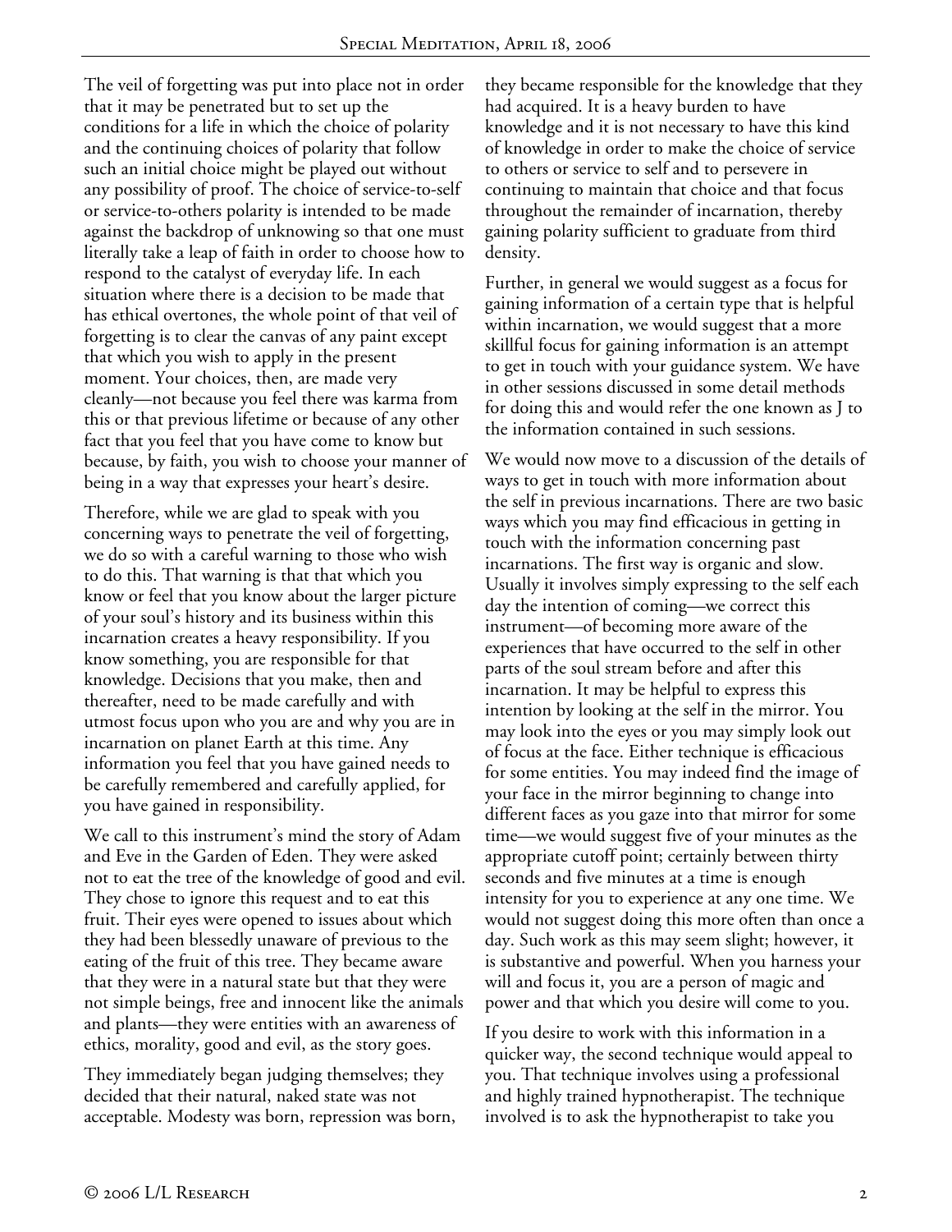The veil of forgetting was put into place not in order that it may be penetrated but to set up the conditions for a life in which the choice of polarity and the continuing choices of polarity that follow such an initial choice might be played out without any possibility of proof. The choice of service-to-self or service-to-others polarity is intended to be made against the backdrop of unknowing so that one must literally take a leap of faith in order to choose how to respond to the catalyst of everyday life. In each situation where there is a decision to be made that has ethical overtones, the whole point of that veil of forgetting is to clear the canvas of any paint except that which you wish to apply in the present moment. Your choices, then, are made very cleanly—not because you feel there was karma from this or that previous lifetime or because of any other fact that you feel that you have come to know but because, by faith, you wish to choose your manner of being in a way that expresses your heart's desire.

Therefore, while we are glad to speak with you concerning ways to penetrate the veil of forgetting, we do so with a careful warning to those who wish to do this. That warning is that that which you know or feel that you know about the larger picture of your soul's history and its business within this incarnation creates a heavy responsibility. If you know something, you are responsible for that knowledge. Decisions that you make, then and thereafter, need to be made carefully and with utmost focus upon who you are and why you are in incarnation on planet Earth at this time. Any information you feel that you have gained needs to be carefully remembered and carefully applied, for you have gained in responsibility.

We call to this instrument's mind the story of Adam and Eve in the Garden of Eden. They were asked not to eat the tree of the knowledge of good and evil. They chose to ignore this request and to eat this fruit. Their eyes were opened to issues about which they had been blessedly unaware of previous to the eating of the fruit of this tree. They became aware that they were in a natural state but that they were not simple beings, free and innocent like the animals and plants—they were entities with an awareness of ethics, morality, good and evil, as the story goes.

They immediately began judging themselves; they decided that their natural, naked state was not acceptable. Modesty was born, repression was born, they became responsible for the knowledge that they had acquired. It is a heavy burden to have knowledge and it is not necessary to have this kind of knowledge in order to make the choice of service to others or service to self and to persevere in continuing to maintain that choice and that focus throughout the remainder of incarnation, thereby gaining polarity sufficient to graduate from third density.

Further, in general we would suggest as a focus for gaining information of a certain type that is helpful within incarnation, we would suggest that a more skillful focus for gaining information is an attempt to get in touch with your guidance system. We have in other sessions discussed in some detail methods for doing this and would refer the one known as J to the information contained in such sessions.

We would now move to a discussion of the details of ways to get in touch with more information about the self in previous incarnations. There are two basic ways which you may find efficacious in getting in touch with the information concerning past incarnations. The first way is organic and slow. Usually it involves simply expressing to the self each day the intention of coming—we correct this instrument—of becoming more aware of the experiences that have occurred to the self in other parts of the soul stream before and after this incarnation. It may be helpful to express this intention by looking at the self in the mirror. You may look into the eyes or you may simply look out of focus at the face. Either technique is efficacious for some entities. You may indeed find the image of your face in the mirror beginning to change into different faces as you gaze into that mirror for some time—we would suggest five of your minutes as the appropriate cutoff point; certainly between thirty seconds and five minutes at a time is enough intensity for you to experience at any one time. We would not suggest doing this more often than once a day. Such work as this may seem slight; however, it is substantive and powerful. When you harness your will and focus it, you are a person of magic and power and that which you desire will come to you.

If you desire to work with this information in a quicker way, the second technique would appeal to you. That technique involves using a professional and highly trained hypnotherapist. The technique involved is to ask the hypnotherapist to take you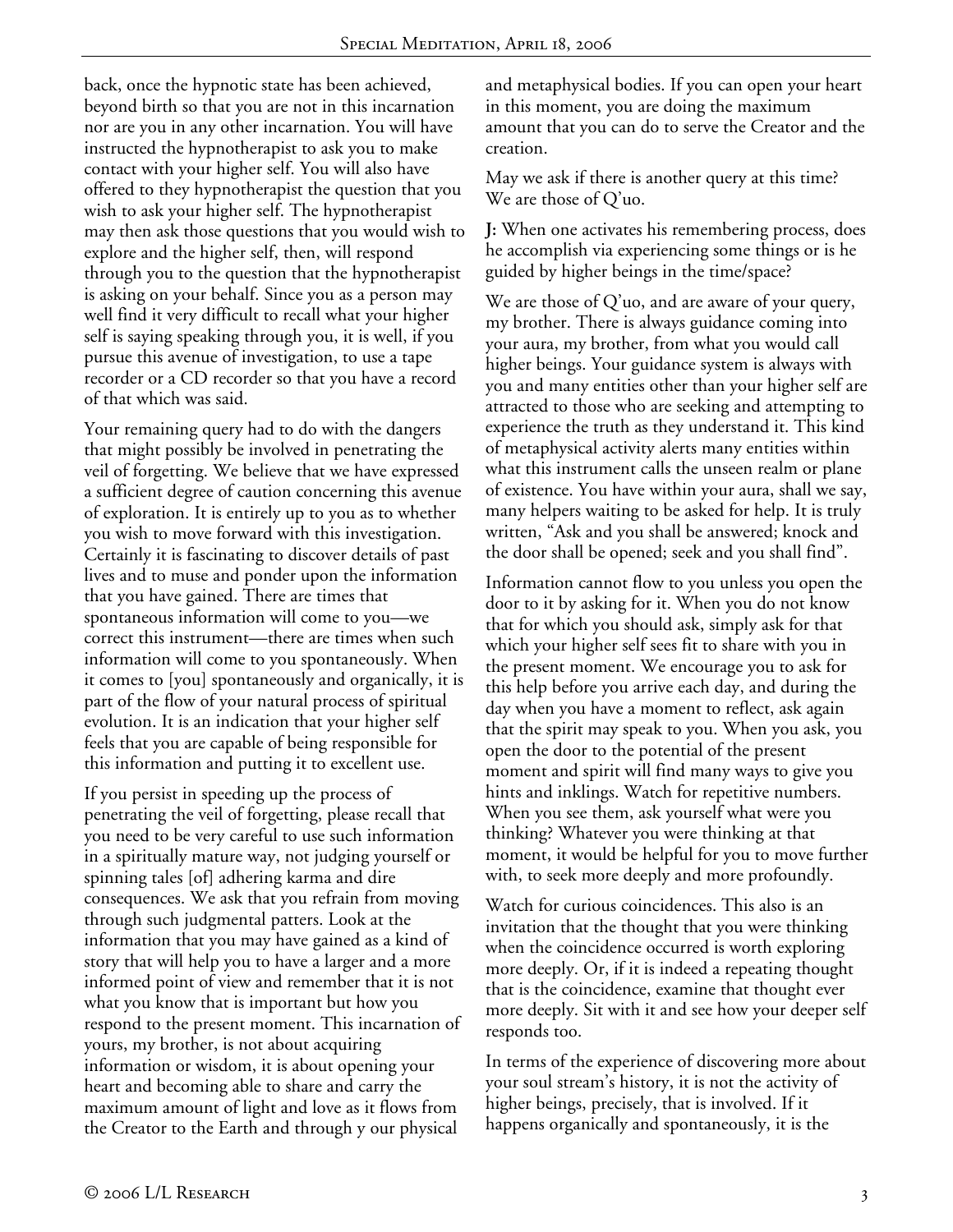back, once the hypnotic state has been achieved, beyond birth so that you are not in this incarnation nor are you in any other incarnation. You will have instructed the hypnotherapist to ask you to make contact with your higher self. You will also have offered to they hypnotherapist the question that you wish to ask your higher self. The hypnotherapist may then ask those questions that you would wish to explore and the higher self, then, will respond through you to the question that the hypnotherapist is asking on your behalf. Since you as a person may well find it very difficult to recall what your higher self is saying speaking through you, it is well, if you pursue this avenue of investigation, to use a tape recorder or a CD recorder so that you have a record of that which was said.

Your remaining query had to do with the dangers that might possibly be involved in penetrating the veil of forgetting. We believe that we have expressed a sufficient degree of caution concerning this avenue of exploration. It is entirely up to you as to whether you wish to move forward with this investigation. Certainly it is fascinating to discover details of past lives and to muse and ponder upon the information that you have gained. There are times that spontaneous information will come to you—we correct this instrument—there are times when such information will come to you spontaneously. When it comes to [you] spontaneously and organically, it is part of the flow of your natural process of spiritual evolution. It is an indication that your higher self feels that you are capable of being responsible for this information and putting it to excellent use.

If you persist in speeding up the process of penetrating the veil of forgetting, please recall that you need to be very careful to use such information in a spiritually mature way, not judging yourself or spinning tales [of] adhering karma and dire consequences. We ask that you refrain from moving through such judgmental patters. Look at the information that you may have gained as a kind of story that will help you to have a larger and a more informed point of view and remember that it is not what you know that is important but how you respond to the present moment. This incarnation of yours, my brother, is not about acquiring information or wisdom, it is about opening your heart and becoming able to share and carry the maximum amount of light and love as it flows from the Creator to the Earth and through y our physical and metaphysical bodies. If you can open your heart in this moment, you are doing the maximum amount that you can do to serve the Creator and the creation.

May we ask if there is another query at this time? We are those of Q'uo.

**J:** When one activates his remembering process, does he accomplish via experiencing some things or is he guided by higher beings in the time/space?

We are those of Q'uo, and are aware of your query, my brother. There is always guidance coming into your aura, my brother, from what you would call higher beings. Your guidance system is always with you and many entities other than your higher self are attracted to those who are seeking and attempting to experience the truth as they understand it. This kind of metaphysical activity alerts many entities within what this instrument calls the unseen realm or plane of existence. You have within your aura, shall we say, many helpers waiting to be asked for help. It is truly written, "Ask and you shall be answered; knock and the door shall be opened; seek and you shall find".

Information cannot flow to you unless you open the door to it by asking for it. When you do not know that for which you should ask, simply ask for that which your higher self sees fit to share with you in the present moment. We encourage you to ask for this help before you arrive each day, and during the day when you have a moment to reflect, ask again that the spirit may speak to you. When you ask, you open the door to the potential of the present moment and spirit will find many ways to give you hints and inklings. Watch for repetitive numbers. When you see them, ask yourself what were you thinking? Whatever you were thinking at that moment, it would be helpful for you to move further with, to seek more deeply and more profoundly.

Watch for curious coincidences. This also is an invitation that the thought that you were thinking when the coincidence occurred is worth exploring more deeply. Or, if it is indeed a repeating thought that is the coincidence, examine that thought ever more deeply. Sit with it and see how your deeper self responds too.

In terms of the experience of discovering more about your soul stream's history, it is not the activity of higher beings, precisely, that is involved. If it happens organically and spontaneously, it is the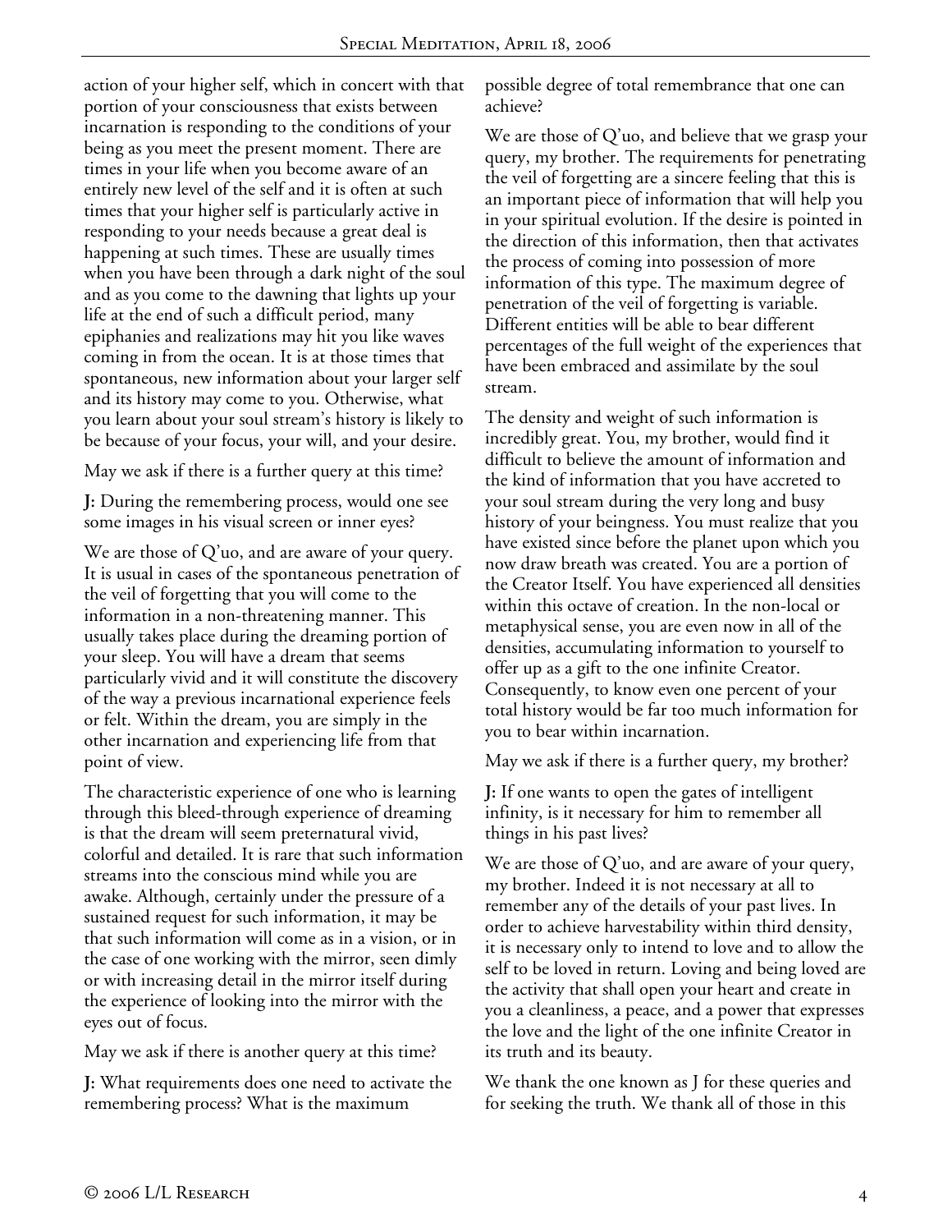action of your higher self, which in concert with that portion of your consciousness that exists between incarnation is responding to the conditions of your being as you meet the present moment. There are times in your life when you become aware of an entirely new level of the self and it is often at such times that your higher self is particularly active in responding to your needs because a great deal is happening at such times. These are usually times when you have been through a dark night of the soul and as you come to the dawning that lights up your life at the end of such a difficult period, many epiphanies and realizations may hit you like waves coming in from the ocean. It is at those times that spontaneous, new information about your larger self and its history may come to you. Otherwise, what you learn about your soul stream's history is likely to be because of your focus, your will, and your desire.

May we ask if there is a further query at this time?

**J:** During the remembering process, would one see some images in his visual screen or inner eyes?

We are those of Q'uo, and are aware of your query. It is usual in cases of the spontaneous penetration of the veil of forgetting that you will come to the information in a non-threatening manner. This usually takes place during the dreaming portion of your sleep. You will have a dream that seems particularly vivid and it will constitute the discovery of the way a previous incarnational experience feels or felt. Within the dream, you are simply in the other incarnation and experiencing life from that point of view.

The characteristic experience of one who is learning through this bleed-through experience of dreaming is that the dream will seem preternatural vivid, colorful and detailed. It is rare that such information streams into the conscious mind while you are awake. Although, certainly under the pressure of a sustained request for such information, it may be that such information will come as in a vision, or in the case of one working with the mirror, seen dimly or with increasing detail in the mirror itself during the experience of looking into the mirror with the eyes out of focus.

May we ask if there is another query at this time?

**J:** What requirements does one need to activate the remembering process? What is the maximum possible degree of total remembrance that one can achieve?

We are those of Q'uo, and believe that we grasp your query, my brother. The requirements for penetrating the veil of forgetting are a sincere feeling that this is an important piece of information that will help you in your spiritual evolution. If the desire is pointed in the direction of this information, then that activates the process of coming into possession of more information of this type. The maximum degree of penetration of the veil of forgetting is variable. Different entities will be able to bear different percentages of the full weight of the experiences that have been embraced and assimilate by the soul stream.

The density and weight of such information is incredibly great. You, my brother, would find it difficult to believe the amount of information and the kind of information that you have accreted to your soul stream during the very long and busy history of your beingness. You must realize that you have existed since before the planet upon which you now draw breath was created. You are a portion of the Creator Itself. You have experienced all densities within this octave of creation. In the non-local or metaphysical sense, you are even now in all of the densities, accumulating information to yourself to offer up as a gift to the one infinite Creator. Consequently, to know even one percent of your total history would be far too much information for you to bear within incarnation.

May we ask if there is a further query, my brother?

**J:** If one wants to open the gates of intelligent infinity, is it necessary for him to remember all things in his past lives?

We are those of Q'uo, and are aware of your query, my brother. Indeed it is not necessary at all to remember any of the details of your past lives. In order to achieve harvestability within third density, it is necessary only to intend to love and to allow the self to be loved in return. Loving and being loved are the activity that shall open your heart and create in you a cleanliness, a peace, and a power that expresses the love and the light of the one infinite Creator in its truth and its beauty.

We thank the one known as J for these queries and for seeking the truth. We thank all of those in this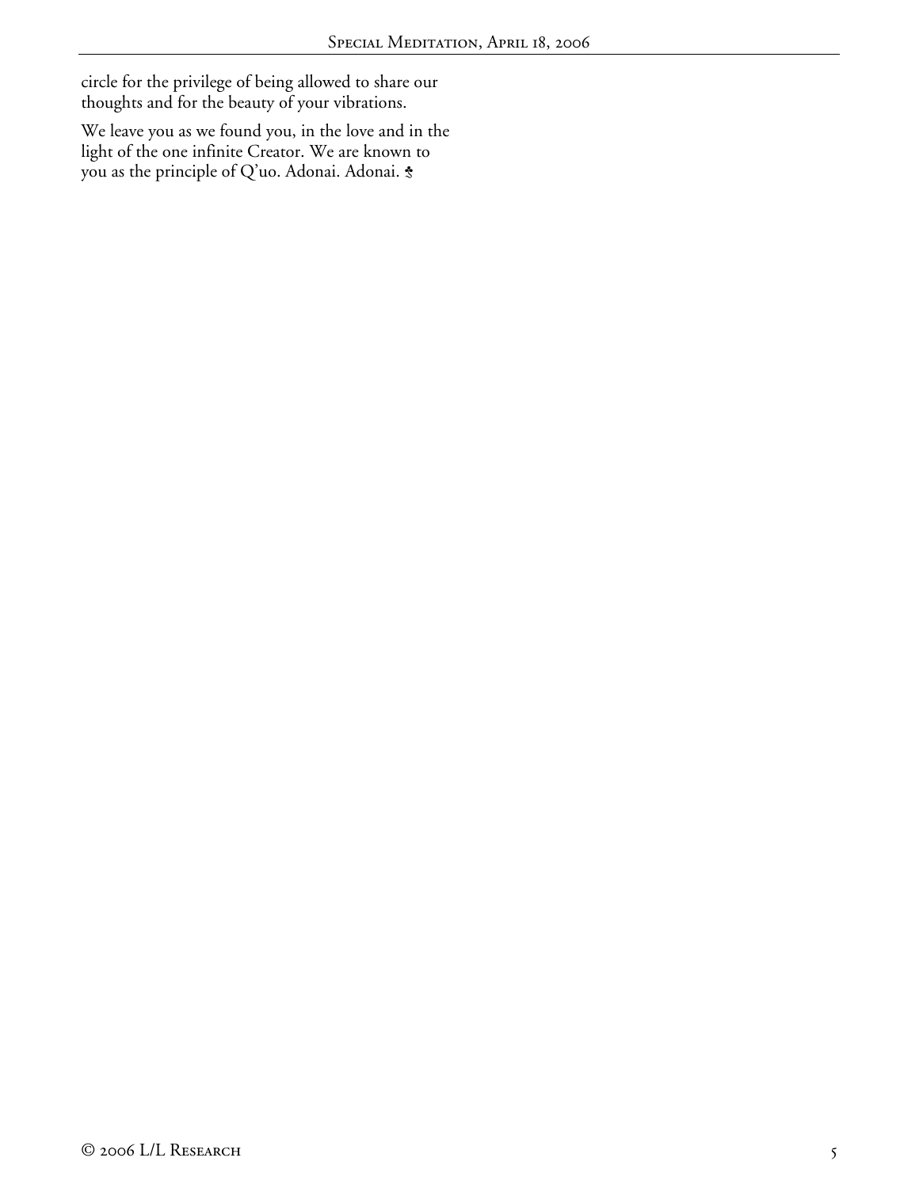circle for the privilege of being allowed to share our thoughts and for the beauty of your vibrations.

We leave you as we found you, in the love and in the light of the one infinite Creator. We are known to you as the principle of Q'uo. Adonai. Adonai.